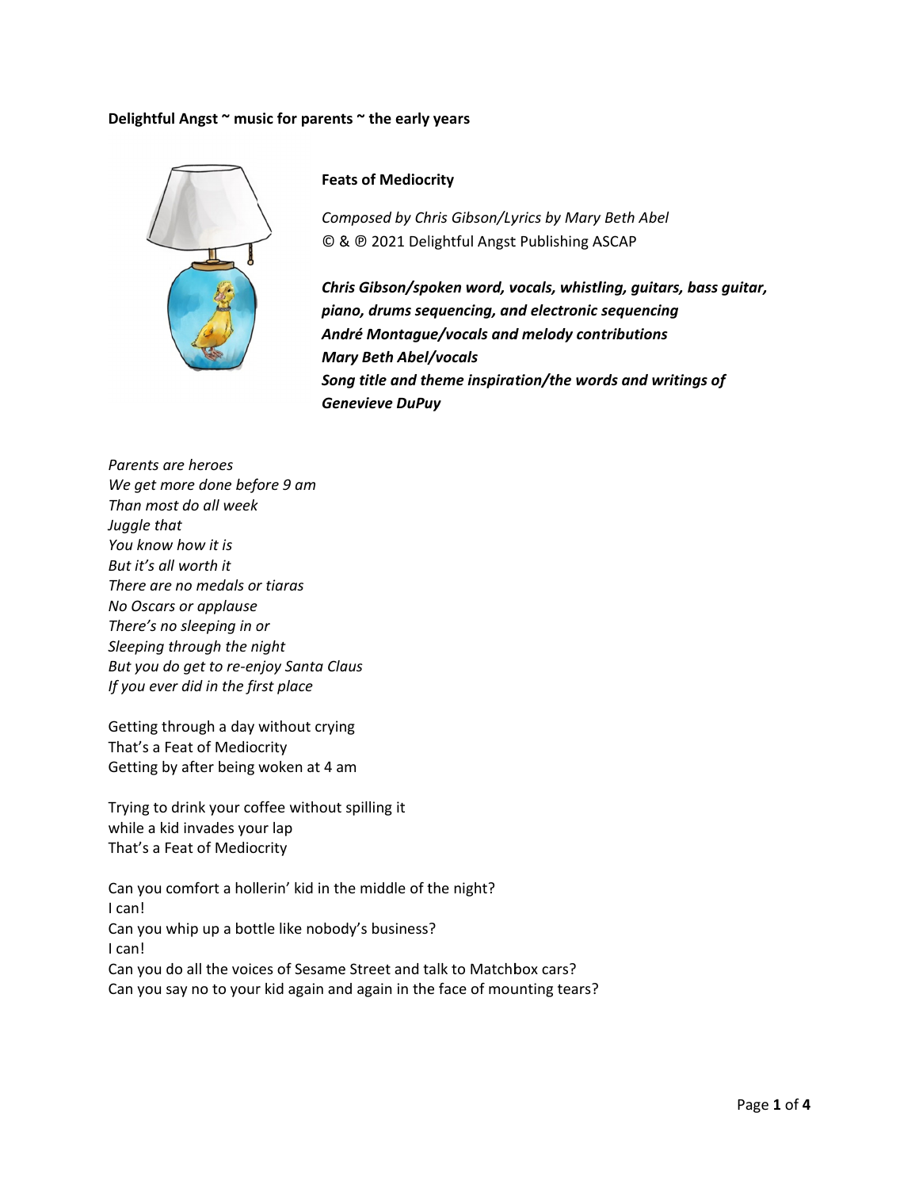**Delightful Angst ~ music for parents ~ the early years**

**Feats of Mediocrity**

*Composed by Chris Gibson/Lyrics by Mary Beth Abel*
© & ℗ 2021 Delightful Angst Publishing ASCAP

***Chris Gibson/spoken word, vocals, whistling, guitars, bass guitar, piano, drums sequencing, and electronic sequencing***
***André Montague/vocals and melody contributions***
***Mary Beth Abel/vocals***
***Song title and theme inspiration/the words and writings of Genevieve DuPuy***

*Parents are heroes*
*We get more done before 9 am*
*Than most do all week*
*Juggle that*
*You know how it is*
*But it's all worth it*
*There are no medals or tiaras*
*No Oscars or applause*
*There's no sleeping in or*
*Sleeping through the night*
*But you do get to re-enjoy Santa Claus*
*If you ever did in the first place*

Getting through a day without crying
That's a Feat of Mediocrity
Getting by after being woken at 4 am

Trying to drink your coffee without spilling it
while a kid invades your lap
That's a Feat of Mediocrity

Can you comfort a hollerin' kid in the middle of the night?
I can!
Can you whip up a bottle like nobody's business?
I can!
Can you do all the voices of Sesame Street and talk to Matchbox cars?
Can you say no to your kid again and again in the face of mounting tears?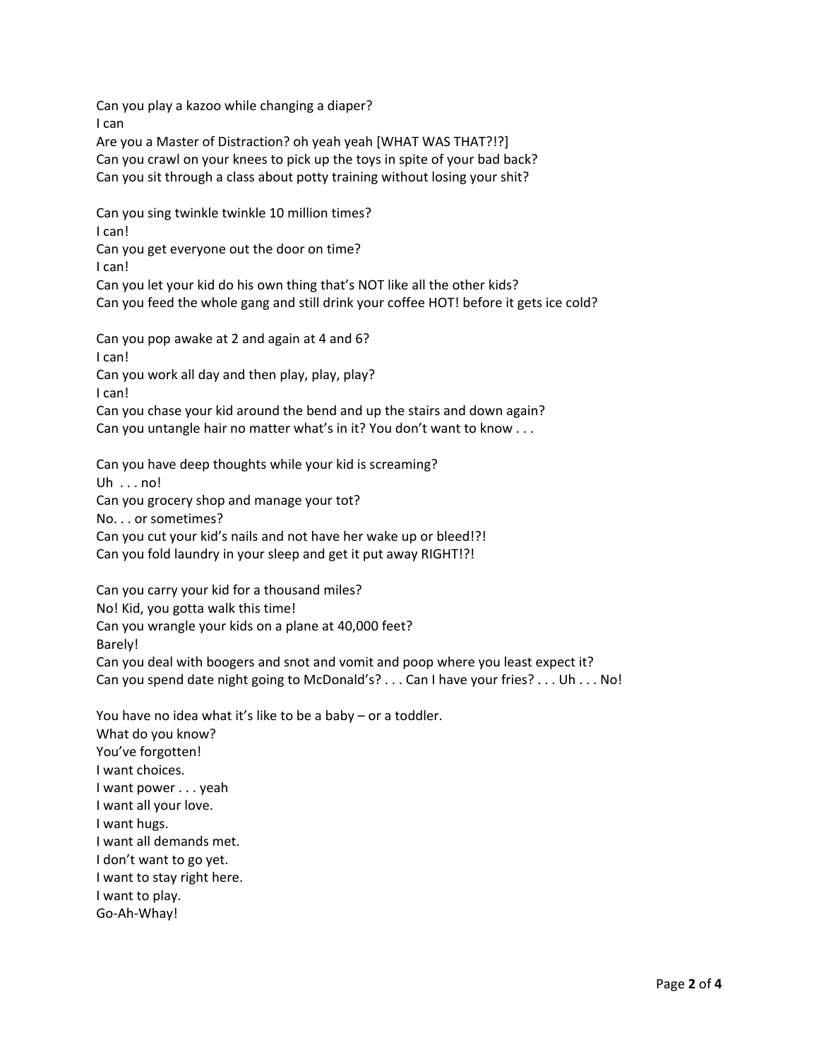Can you play a kazoo while changing a diaper?
I can
Are you a Master of Distraction? oh yeah yeah [WHAT WAS THAT?!?]
Can you crawl on your knees to pick up the toys in spite of your bad back?
Can you sit through a class about potty training without losing your shit?

Can you sing twinkle twinkle 10 million times?
I can!
Can you get everyone out the door on time?
I can!
Can you let your kid do his own thing that's NOT like all the other kids?
Can you feed the whole gang and still drink your coffee HOT! before it gets ice cold?

Can you pop awake at 2 and again at 4 and 6?
I can!
Can you work all day and then play, play, play?
I can!
Can you chase your kid around the bend and up the stairs and down again?
Can you untangle hair no matter what's in it? You don't want to know . . .

Can you have deep thoughts while your kid is screaming?
Uh . . . no!
Can you grocery shop and manage your tot?
No. . . or sometimes?
Can you cut your kid's nails and not have her wake up or bleed!?!
Can you fold laundry in your sleep and get it put away RIGHT!?!

Can you carry your kid for a thousand miles?
No! Kid, you gotta walk this time!
Can you wrangle your kids on a plane at 40,000 feet?
Barely!
Can you deal with boogers and snot and vomit and poop where you least expect it?
Can you spend date night going to McDonald's? . . . Can I have your fries? . . . Uh . . . No!

You have no idea what it's like to be a baby – or a toddler.
What do you know?
You've forgotten!
I want choices.
I want power . . . yeah
I want all your love.
I want hugs.
I want all demands met.
I don't want to go yet.
I want to stay right here.
I want to play.
Go-Ah-Whay!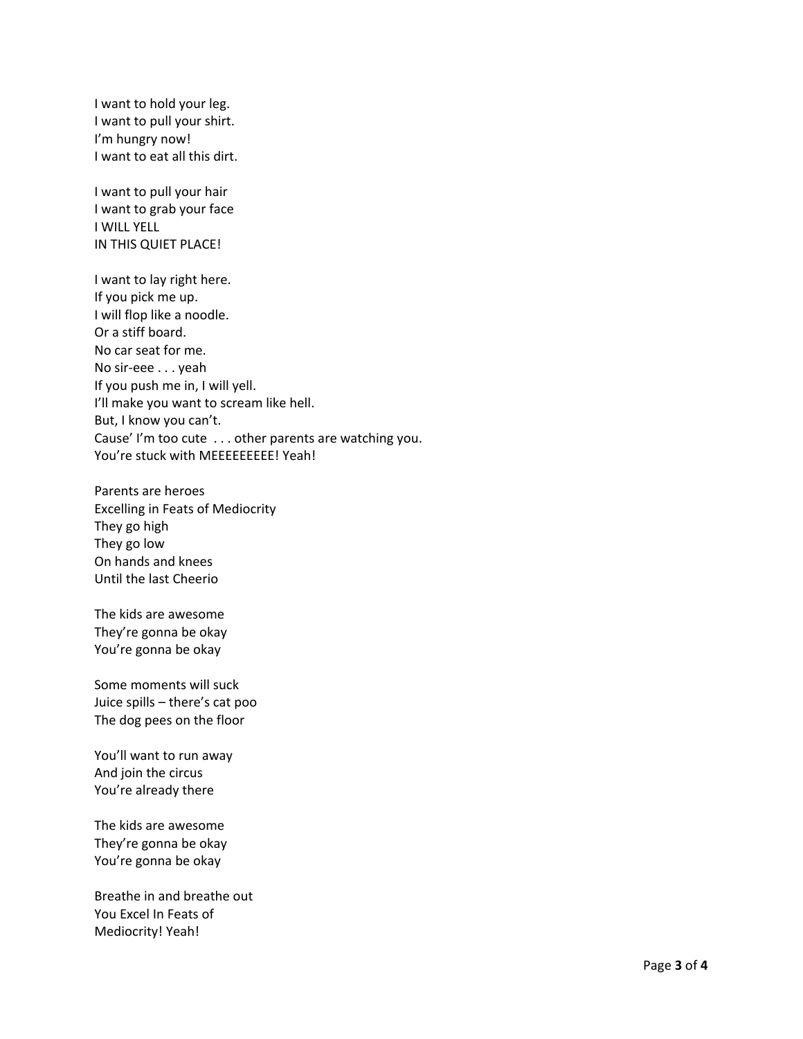I want to hold your leg.
I want to pull your shirt.
I'm hungry now!
I want to eat all this dirt.

I want to pull your hair
I want to grab your face
I WILL YELL
IN THIS QUIET PLACE!

I want to lay right here.
If you pick me up.
I will flop like a noodle.
Or a stiff board.
No car seat for me.
No sir-eee . . . yeah
If you push me in, I will yell.
I'll make you want to scream like hell.
But, I know you can't.
Cause' I'm too cute . . . other parents are watching you.
You're stuck with MEEEEEEEEE! Yeah!

Parents are heroes
Excelling in Feats of Mediocrity
They go high
They go low
On hands and knees
Until the last Cheerio

The kids are awesome
They're gonna be okay
You're gonna be okay

Some moments will suck
Juice spills – there's cat poo
The dog pees on the floor

You'll want to run away
And join the circus
You're already there

The kids are awesome
They're gonna be okay
You're gonna be okay

Breathe in and breathe out
You Excel In Feats of
Mediocrity! Yeah!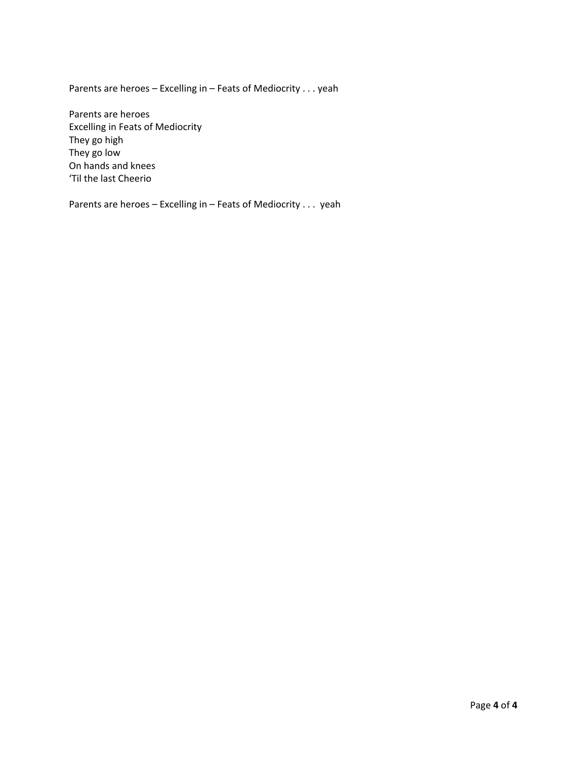Parents are heroes – Excelling in – Feats of Mediocrity . . . yeah

Parents are heroes  
Excelling in Feats of Mediocrity  
They go high  
They go low  
On hands and knees  
'Til the last Cheerio

Parents are heroes – Excelling in – Feats of Mediocrity . . .  yeah